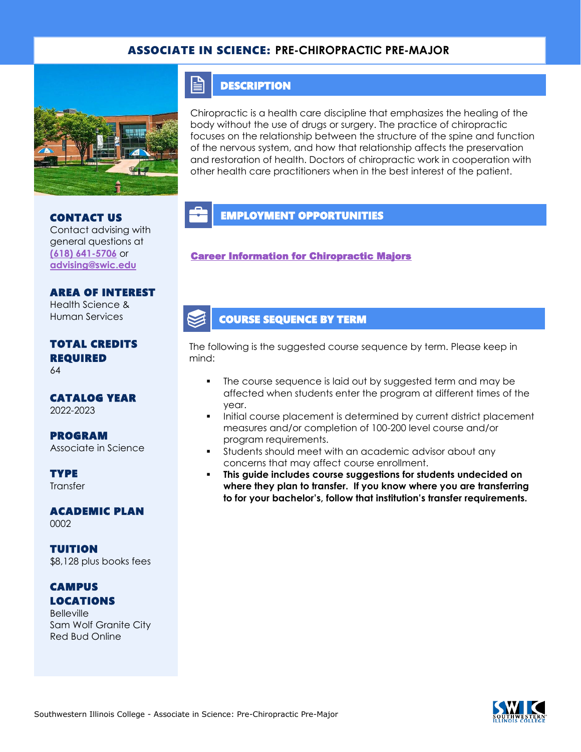# ASSOCIATE IN SCIENCE: PRE-CHIROPRACTIC PRE-MAJOR

## DESCRIPTION

Chiropractic is a health care discipline that emphasizes the healing of the body without the use of drugs or surgery. The practice of chiropractic focuses on the relationship between the structure of the spine and function of the nervous system, and how that relationship affects the preservation and restoration of health. Doctors of chiropractic work in cooperation with other health care practitioners when in the best interest of the patient.

## EMPLOYMENT OPPORTUNITIES

**Career Information for Chiropractic Majors**

## COURSE SEQUENCE BY TERM

The following is the suggested course sequence by term. Please keep in mind:

- The course sequence is laid out by suggested term and may be affected when students enter the program at different times of the year.
- Initial course placement is determined by current district placement measures and/or completion of 100-200 level course and/or program requirements.
- Students should meet with an academic advisor about any concerns that may affect course enrollment.
- **This guide includes course suggestions for students undecided on where they plan to transfer. If you know where you are transferring to for your bachelor's, follow that institution's transfer requirements.**

### CONTACT US

Contact advising with general questions at (618) 641-5706 or advising@swic.edu

### AREA OF INTEREST

Health Science & Human Services

### TOTAL CREDITS REQUIRED

64

### CATALOG YEAR

2022-2023

### PROGRAM

Associate in Science

### TYPE

Transfer

### ACADEMIC PLAN

0002

### TUITION

$8,128 plus books fees

### CAMPUS LOCATIONS

Belleville
Sam Wolf Granite City
Red Bud Online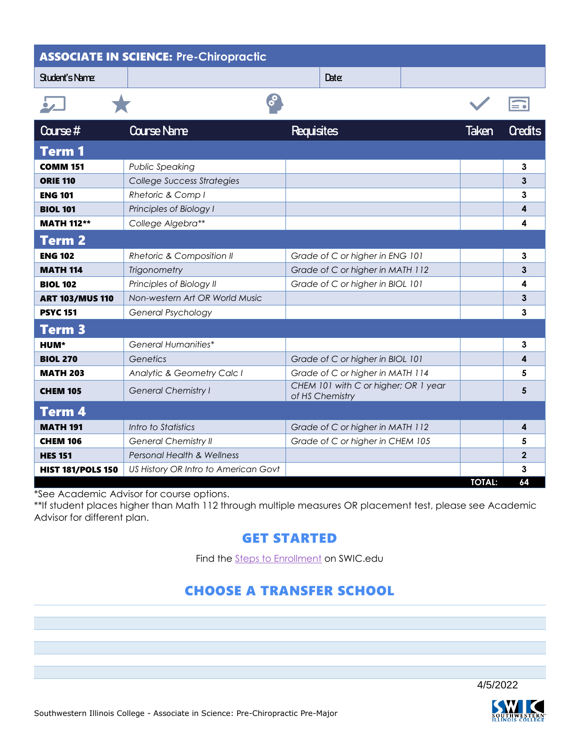## ASSOCIATE IN SCIENCE: Pre-Chiropractic

| Student's Name: | | Date: | |
|---|---|---|---|

| Course # | Course Name | Requisites | Taken | Credits |
|---|---|---|---|---|
| **Term 1** | | | | |
| **COMM 151** | *Public Speaking* | | | 3 |
| **ORIE 110** | *College Success Strategies* | | | 3 |
| **ENG 101** | *Rhetoric & Comp I* | | | 3 |
| **BIOL 101** | *Principles of Biology I* | | | 4 |
| **MATH 112**** | *College Algebra*** | | | 4 |
| **Term 2** | | | | |
| **ENG 102** | *Rhetoric & Composition II* | *Grade of C or higher in ENG 101* | | 3 |
| **MATH 114** | *Trigonometry* | *Grade of C or higher in MATH 112* | | 3 |
| **BIOL 102** | *Principles of Biology II* | *Grade of C or higher in BIOL 101* | | 4 |
| **ART 103/MUS 110** | *Non-western Art OR World Music* | | | 3 |
| **PSYC 151** | *General Psychology* | | | 3 |
| **Term 3** | | | | |
| **HUM*** | *General Humanities** | | | 3 |
| **BIOL 270** | *Genetics* | *Grade of C or higher in BIOL 101* | | 4 |
| **MATH 203** | *Analytic & Geometry Calc I* | *Grade of C or higher in MATH 114* | | 5 |
| **CHEM 105** | *General Chemistry I* | *CHEM 101 with C or higher; OR 1 year of HS Chemistry* | | 5 |
| **Term 4** | | | | |
| **MATH 191** | *Intro to Statistics* | *Grade of C or higher in MATH 112* | | 4 |
| **CHEM 106** | *General Chemistry II* | *Grade of C or higher in CHEM 105* | | 5 |
| **HES 151** | *Personal Health & Wellness* | | | 2 |
| **HIST 181/POLS 150** | *US History OR Intro to American Govt* | | | 3 |
| | | | **TOTAL:** | **64** |

*See Academic Advisor for course options.
**If student places higher than Math 112 through multiple measures OR placement test, please see Academic Advisor for different plan.

## GET STARTED

Find the Steps to Enrollment on SWIC.edu

## CHOOSE A TRANSFER SCHOOL

4/5/2022

Southwestern Illinois College - Associate in Science: Pre-Chiropractic Pre-Major